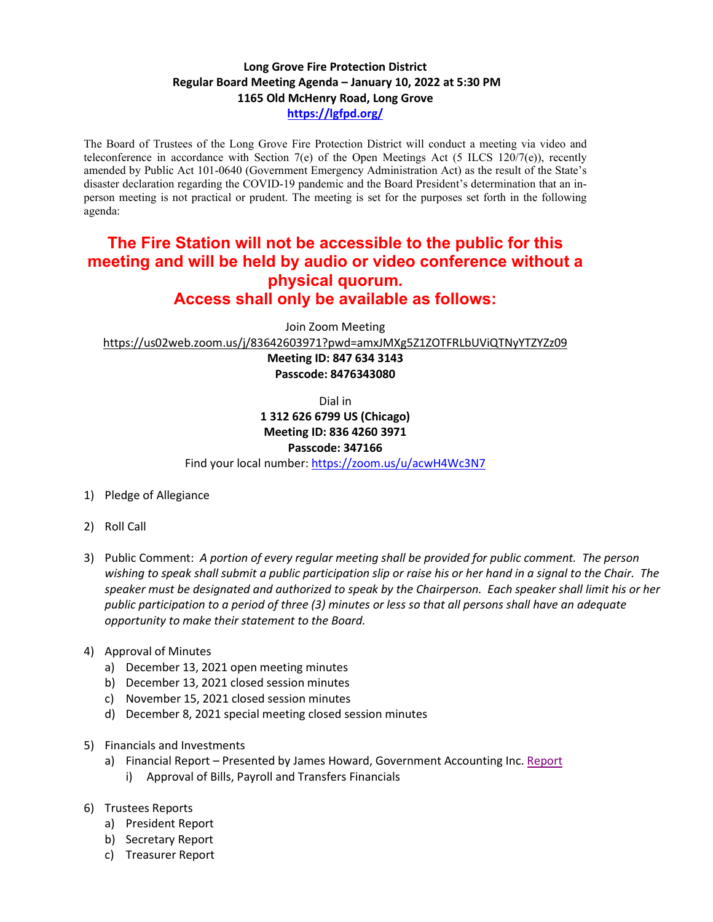**Long Grove Fire Protection District**
**Regular Board Meeting Agenda – January 10, 2022 at 5:30 PM**
**1165 Old McHenry Road, Long Grove**
**[https://lgfpd.org/](https://lgfpd.org/)**

The Board of Trustees of the Long Grove Fire Protection District will conduct a meeting via video and teleconference in accordance with Section 7(e) of the Open Meetings Act (5 ILCS 120/7(e)), recently amended by Public Act 101-0640 (Government Emergency Administration Act) as the result of the State's disaster declaration regarding the COVID-19 pandemic and the Board President's determination that an in-person meeting is not practical or prudent. The meeting is set for the purposes set forth in the following agenda:

## The Fire Station will not be accessible to the public for this meeting and will be held by audio or video conference without a physical quorum. Access shall only be available as follows:

Join Zoom Meeting
https://us02web.zoom.us/j/83642603971?pwd=amxJMXg5Z1ZOTFRLbUViQTNyYTZYZz09
**Meeting ID: 847 634 3143**
**Passcode: 8476343080**

Dial in
**1 312 626 6799 US (Chicago)**
**Meeting ID: 836 4260 3971**
**Passcode: 347166**
Find your local number: https://zoom.us/u/acwH4Wc3N7

1) Pledge of Allegiance

2) Roll Call

3) Public Comment: *A portion of every regular meeting shall be provided for public comment. The person wishing to speak shall submit a public participation slip or raise his or her hand in a signal to the Chair. The speaker must be designated and authorized to speak by the Chairperson. Each speaker shall limit his or her public participation to a period of three (3) minutes or less so that all persons shall have an adequate opportunity to make their statement to the Board.*

4) Approval of Minutes
   a) December 13, 2021 open meeting minutes
   b) December 13, 2021 closed session minutes
   c) November 15, 2021 closed session minutes
   d) December 8, 2021 special meeting closed session minutes

5) Financials and Investments
   a) Financial Report – Presented by James Howard, Government Accounting Inc. Report
      i) Approval of Bills, Payroll and Transfers Financials

6) Trustees Reports
   a) President Report
   b) Secretary Report
   c) Treasurer Report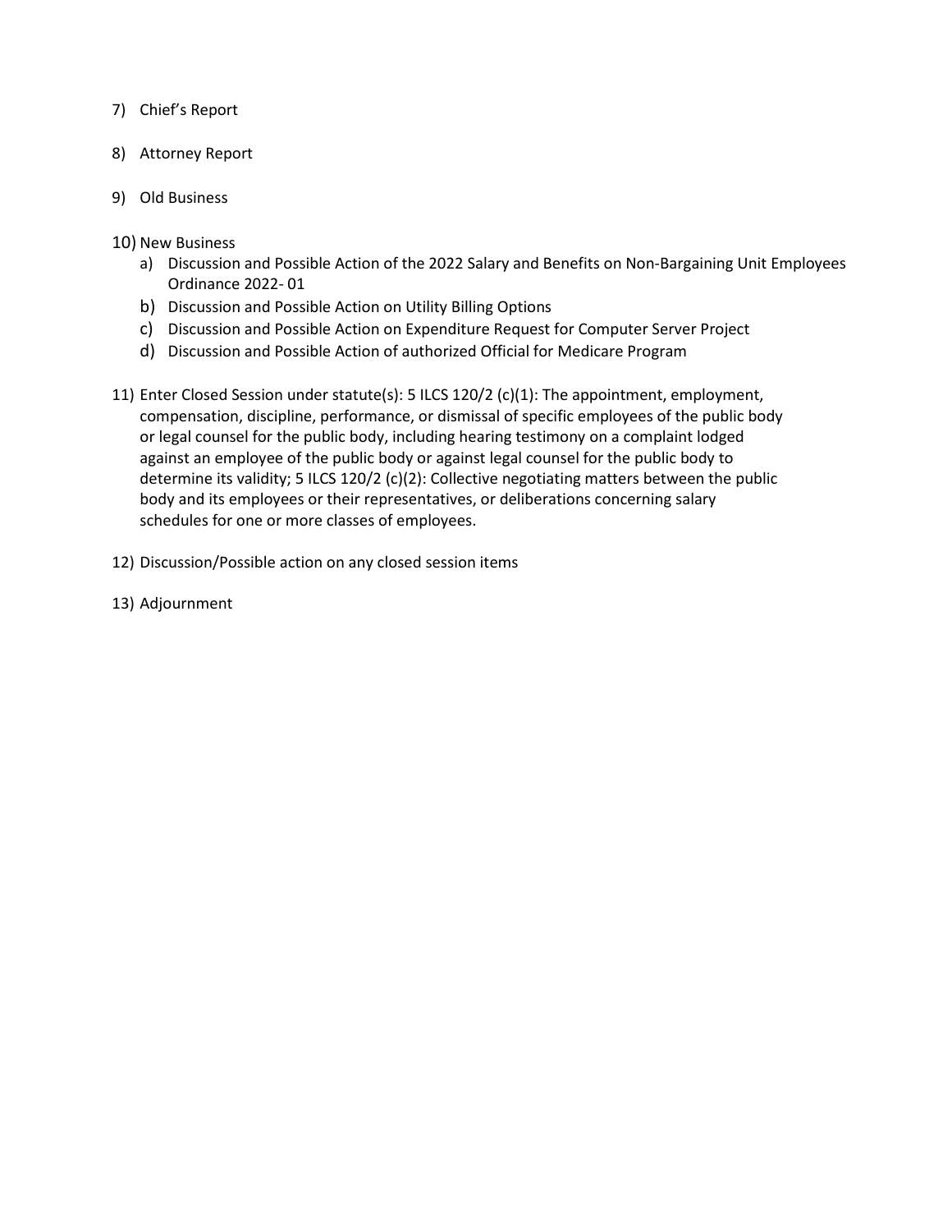7) Chief's Report

8) Attorney Report

9) Old Business

10) New Business
    a) Discussion and Possible Action of the 2022 Salary and Benefits on Non-Bargaining Unit Employees Ordinance 2022- 01
    b) Discussion and Possible Action on Utility Billing Options
    c) Discussion and Possible Action on Expenditure Request for Computer Server Project
    d) Discussion and Possible Action of authorized Official for Medicare Program

11) Enter Closed Session under statute(s): 5 ILCS 120/2 (c)(1): The appointment, employment, compensation, discipline, performance, or dismissal of specific employees of the public body or legal counsel for the public body, including hearing testimony on a complaint lodged against an employee of the public body or against legal counsel for the public body to determine its validity; 5 ILCS 120/2 (c)(2): Collective negotiating matters between the public body and its employees or their representatives, or deliberations concerning salary schedules for one or more classes of employees.

12) Discussion/Possible action on any closed session items

13) Adjournment